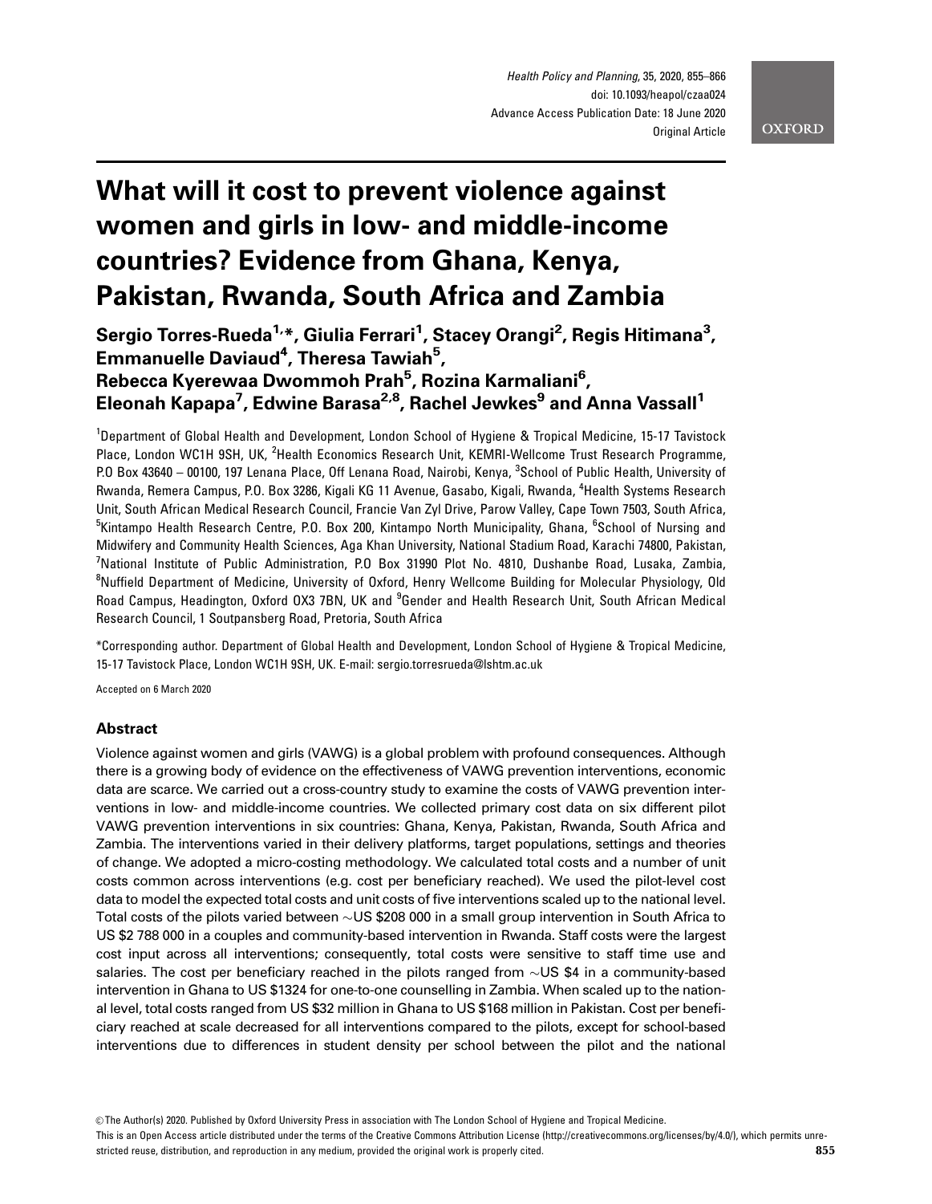# What will it cost to prevent violence against women and girls in low- and middle-income countries? Evidence from Ghana, Kenya, Pakistan, Rwanda, South Africa and Zambia

**Sergio Torres-Rueda[1,*], Giulia Ferrari[1], Stacey Orangi[2], Regis Hitimana[3], Emmanuelle Daviaud[4], Theresa Tawiah[5], Rebecca Kyerewaa Dwommoh Prah[5], Rozina Karmaliani[6], Eleonah Kapapa[7], Edwine Barasa[2,8], Rachel Jewkes[9] and Anna Vassall[1]**

[1]Department of Global Health and Development, London School of Hygiene & Tropical Medicine, 15-17 Tavistock Place, London WC1H 9SH, UK, [2]Health Economics Research Unit, KEMRI-Wellcome Trust Research Programme, P.O Box 43640 – 00100, 197 Lenana Place, Off Lenana Road, Nairobi, Kenya, [3]School of Public Health, University of Rwanda, Remera Campus, P.O. Box 3286, Kigali KG 11 Avenue, Gasabo, Kigali, Rwanda, [4]Health Systems Research Unit, South African Medical Research Council, Francie Van Zyl Drive, Parow Valley, Cape Town 7503, South Africa, [5]Kintampo Health Research Centre, P.O. Box 200, Kintampo North Municipality, Ghana, [6]School of Nursing and Midwifery and Community Health Sciences, Aga Khan University, National Stadium Road, Karachi 74800, Pakistan, [7]National Institute of Public Administration, P.O Box 31990 Plot No. 4810, Dushanbe Road, Lusaka, Zambia, [8]Nuffield Department of Medicine, University of Oxford, Henry Wellcome Building for Molecular Physiology, Old Road Campus, Headington, Oxford OX3 7BN, UK and [9]Gender and Health Research Unit, South African Medical Research Council, 1 Soutpansberg Road, Pretoria, South Africa

*Corresponding author. Department of Global Health and Development, London School of Hygiene & Tropical Medicine, 15-17 Tavistock Place, London WC1H 9SH, UK. E-mail: sergio.torresrueda@lshtm.ac.uk

Accepted on 6 March 2020

## Abstract

Violence against women and girls (VAWG) is a global problem with profound consequences. Although there is a growing body of evidence on the effectiveness of VAWG prevention interventions, economic data are scarce. We carried out a cross-country study to examine the costs of VAWG prevention interventions in low- and middle-income countries. We collected primary cost data on six different pilot VAWG prevention interventions in six countries: Ghana, Kenya, Pakistan, Rwanda, South Africa and Zambia. The interventions varied in their delivery platforms, target populations, settings and theories of change. We adopted a micro-costing methodology. We calculated total costs and a number of unit costs common across interventions (e.g. cost per beneficiary reached). We used the pilot-level cost data to model the expected total costs and unit costs of five interventions scaled up to the national level. Total costs of the pilots varied between ~US $208 000 in a small group intervention in South Africa to US $2 788 000 in a couples and community-based intervention in Rwanda. Staff costs were the largest cost input across all interventions; consequently, total costs were sensitive to staff time use and salaries. The cost per beneficiary reached in the pilots ranged from ~US $4 in a community-based intervention in Ghana to US $1324 for one-to-one counselling in Zambia. When scaled up to the national level, total costs ranged from US $32 million in Ghana to US $168 million in Pakistan. Cost per beneficiary reached at scale decreased for all interventions compared to the pilots, except for school-based interventions due to differences in student density per school between the pilot and the national

© The Author(s) 2020. Published by Oxford University Press in association with The London School of Hygiene and Tropical Medicine.
This is an Open Access article distributed under the terms of the Creative Commons Attribution License (http://creativecommons.org/licenses/by/4.0/), which permits unrestricted reuse, distribution, and reproduction in any medium, provided the original work is properly cited.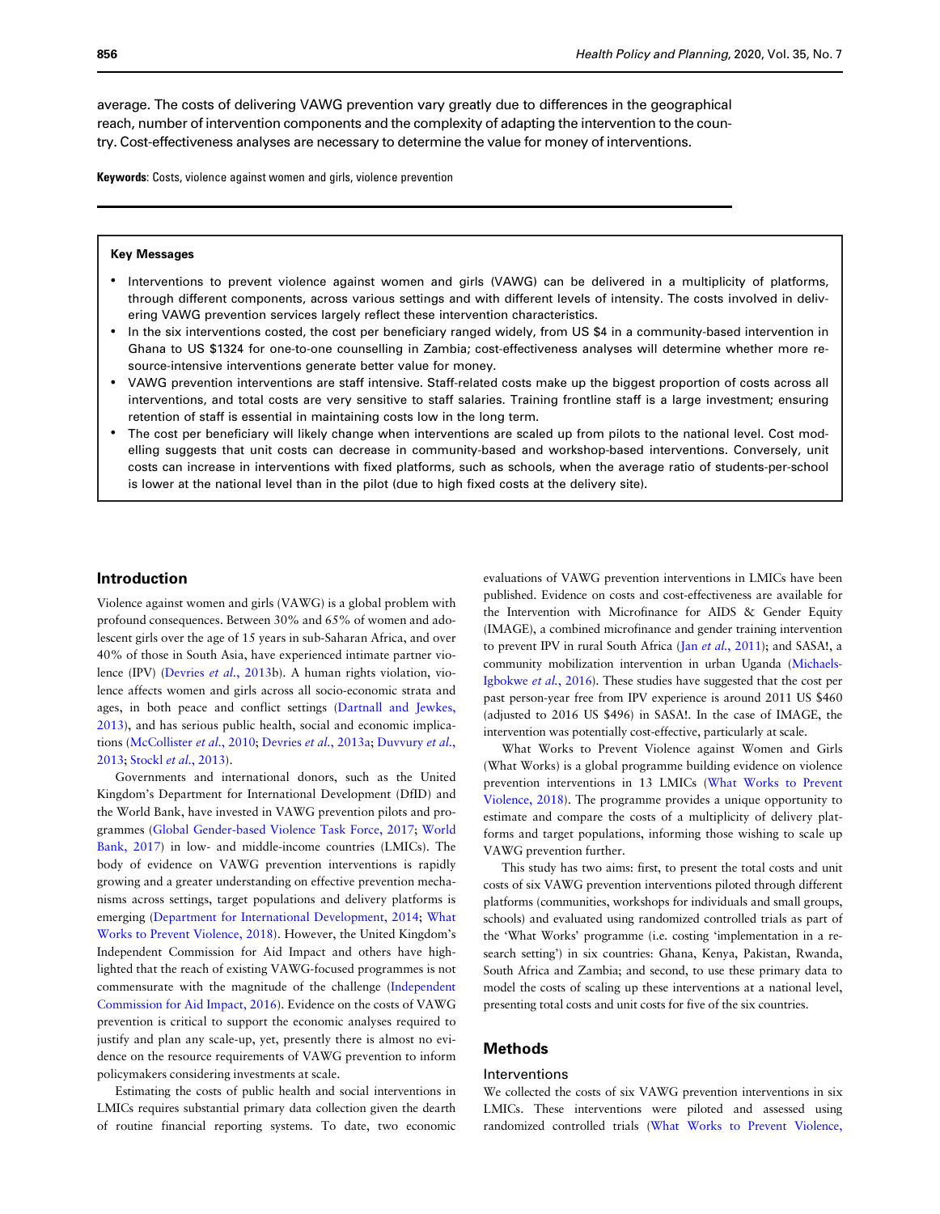average. The costs of delivering VAWG prevention vary greatly due to differences in the geographical reach, number of intervention components and the complexity of adapting the intervention to the country. Cost-effectiveness analyses are necessary to determine the value for money of interventions.

**Keywords**: Costs, violence against women and girls, violence prevention

**Key Messages**

- Interventions to prevent violence against women and girls (VAWG) can be delivered in a multiplicity of platforms, through different components, across various settings and with different levels of intensity. The costs involved in delivering VAWG prevention services largely reflect these intervention characteristics.
- In the six interventions costed, the cost per beneficiary ranged widely, from US $4 in a community-based intervention in Ghana to US $1324 for one-to-one counselling in Zambia; cost-effectiveness analyses will determine whether more resource-intensive interventions generate better value for money.
- VAWG prevention interventions are staff intensive. Staff-related costs make up the biggest proportion of costs across all interventions, and total costs are very sensitive to staff salaries. Training frontline staff is a large investment; ensuring retention of staff is essential in maintaining costs low in the long term.
- The cost per beneficiary will likely change when interventions are scaled up from pilots to the national level. Cost modelling suggests that unit costs can decrease in community-based and workshop-based interventions. Conversely, unit costs can increase in interventions with fixed platforms, such as schools, when the average ratio of students-per-school is lower at the national level than in the pilot (due to high fixed costs at the delivery site).

## Introduction

Violence against women and girls (VAWG) is a global problem with profound consequences. Between 30% and 65% of women and adolescent girls over the age of 15 years in sub-Saharan Africa, and over 40% of those in South Asia, have experienced intimate partner violence (IPV) (Devries *et al.*, 2013b). A human rights violation, violence affects women and girls across all socio-economic strata and ages, in both peace and conflict settings (Dartnall and Jewkes, 2013), and has serious public health, social and economic implications (McCollister *et al.*, 2010; Devries *et al.*, 2013a; Duvvury *et al.*, 2013; Stockl *et al.*, 2013).

Governments and international donors, such as the United Kingdom's Department for International Development (DfID) and the World Bank, have invested in VAWG prevention pilots and programmes (Global Gender-based Violence Task Force, 2017; World Bank, 2017) in low- and middle-income countries (LMICs). The body of evidence on VAWG prevention interventions is rapidly growing and a greater understanding on effective prevention mechanisms across settings, target populations and delivery platforms is emerging (Department for International Development, 2014; What Works to Prevent Violence, 2018). However, the United Kingdom's Independent Commission for Aid Impact and others have highlighted that the reach of existing VAWG-focused programmes is not commensurate with the magnitude of the challenge (Independent Commission for Aid Impact, 2016). Evidence on the costs of VAWG prevention is critical to support the economic analyses required to justify and plan any scale-up, yet, presently there is almost no evidence on the resource requirements of VAWG prevention to inform policymakers considering investments at scale.

Estimating the costs of public health and social interventions in LMICs requires substantial primary data collection given the dearth of routine financial reporting systems. To date, two economic evaluations of VAWG prevention interventions in LMICs have been published. Evidence on costs and cost-effectiveness are available for the Intervention with Microfinance for AIDS & Gender Equity (IMAGE), a combined microfinance and gender training intervention to prevent IPV in rural South Africa (Jan *et al.*, 2011); and SASA!, a community mobilization intervention in urban Uganda (Michaels-Igbokwe *et al.*, 2016). These studies have suggested that the cost per past person-year free from IPV experience is around 2011 US $460 (adjusted to 2016 US $496) in SASA!. In the case of IMAGE, the intervention was potentially cost-effective, particularly at scale.

What Works to Prevent Violence against Women and Girls (What Works) is a global programme building evidence on violence prevention interventions in 13 LMICs (What Works to Prevent Violence, 2018). The programme provides a unique opportunity to estimate and compare the costs of a multiplicity of delivery platforms and target populations, informing those wishing to scale up VAWG prevention further.

This study has two aims: first, to present the total costs and unit costs of six VAWG prevention interventions piloted through different platforms (communities, workshops for individuals and small groups, schools) and evaluated using randomized controlled trials as part of the 'What Works' programme (i.e. costing 'implementation in a research setting') in six countries: Ghana, Kenya, Pakistan, Rwanda, South Africa and Zambia; and second, to use these primary data to model the costs of scaling up these interventions at a national level, presenting total costs and unit costs for five of the six countries.

## Methods

### Interventions

We collected the costs of six VAWG prevention interventions in six LMICs. These interventions were piloted and assessed using randomized controlled trials (What Works to Prevent Violence,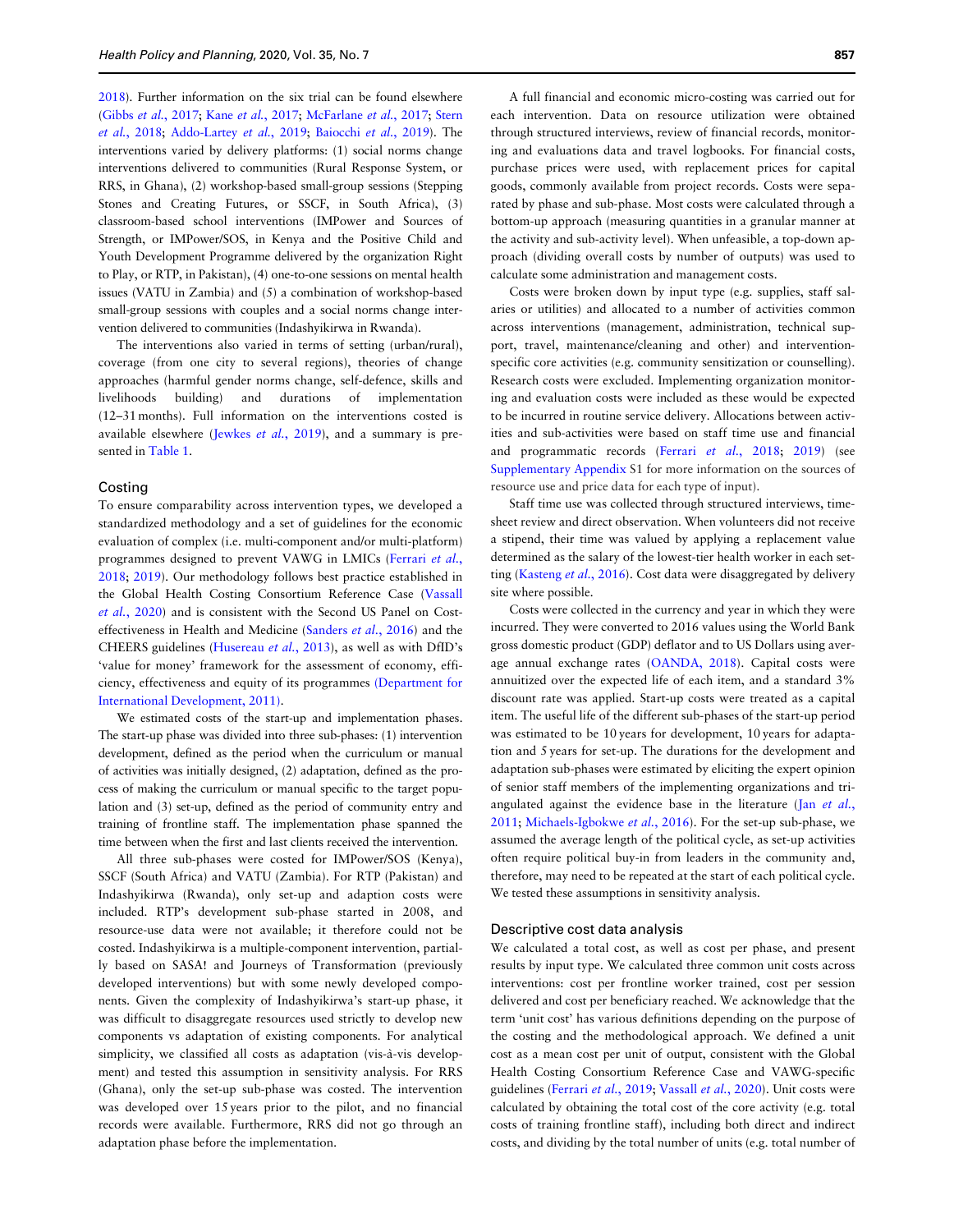2018). Further information on the six trial can be found elsewhere (Gibbs *et al.*, 2017; Kane *et al.*, 2017; McFarlane *et al.*, 2017; Stern *et al.*, 2018; Addo-Lartey *et al.*, 2019; Baiocchi *et al.*, 2019). The interventions varied by delivery platforms: (1) social norms change interventions delivered to communities (Rural Response System, or RRS, in Ghana), (2) workshop-based small-group sessions (Stepping Stones and Creating Futures, or SSCF, in South Africa), (3) classroom-based school interventions (IMPower and Sources of Strength, or IMPower/SOS, in Kenya and the Positive Child and Youth Development Programme delivered by the organization Right to Play, or RTP, in Pakistan), (4) one-to-one sessions on mental health issues (VATU in Zambia) and (5) a combination of workshop-based small-group sessions with couples and a social norms change intervention delivered to communities (Indashyikirwa in Rwanda).

The interventions also varied in terms of setting (urban/rural), coverage (from one city to several regions), theories of change approaches (harmful gender norms change, self-defence, skills and livelihoods building) and durations of implementation (12–31 months). Full information on the interventions costed is available elsewhere (Jewkes *et al.*, 2019), and a summary is presented in Table 1.

## Costing

To ensure comparability across intervention types, we developed a standardized methodology and a set of guidelines for the economic evaluation of complex (i.e. multi-component and/or multi-platform) programmes designed to prevent VAWG in LMICs (Ferrari *et al.*, 2018; 2019). Our methodology follows best practice established in the Global Health Costing Consortium Reference Case (Vassall *et al.*, 2020) and is consistent with the Second US Panel on Cost-effectiveness in Health and Medicine (Sanders *et al.*, 2016) and the CHEERS guidelines (Husereau *et al.*, 2013), as well as with DfID's 'value for money' framework for the assessment of economy, efficiency, effectiveness and equity of its programmes (Department for International Development, 2011).

We estimated costs of the start-up and implementation phases. The start-up phase was divided into three sub-phases: (1) intervention development, defined as the period when the curriculum or manual of activities was initially designed, (2) adaptation, defined as the process of making the curriculum or manual specific to the target population and (3) set-up, defined as the period of community entry and training of frontline staff. The implementation phase spanned the time between when the first and last clients received the intervention.

All three sub-phases were costed for IMPower/SOS (Kenya), SSCF (South Africa) and VATU (Zambia). For RTP (Pakistan) and Indashyikirwa (Rwanda), only set-up and adaption costs were included. RTP's development sub-phase started in 2008, and resource-use data were not available; it therefore could not be costed. Indashyikirwa is a multiple-component intervention, partially based on SASA! and Journeys of Transformation (previously developed interventions) but with some newly developed components. Given the complexity of Indashyikirwa's start-up phase, it was difficult to disaggregate resources used strictly to develop new components vs adaptation of existing components. For analytical simplicity, we classified all costs as adaptation (vis-à-vis development) and tested this assumption in sensitivity analysis. For RRS (Ghana), only the set-up sub-phase was costed. The intervention was developed over 15 years prior to the pilot, and no financial records were available. Furthermore, RRS did not go through an adaptation phase before the implementation.

A full financial and economic micro-costing was carried out for each intervention. Data on resource utilization were obtained through structured interviews, review of financial records, monitoring and evaluations data and travel logbooks. For financial costs, purchase prices were used, with replacement prices for capital goods, commonly available from project records. Costs were separated by phase and sub-phase. Most costs were calculated through a bottom-up approach (measuring quantities in a granular manner at the activity and sub-activity level). When unfeasible, a top-down approach (dividing overall costs by number of outputs) was used to calculate some administration and management costs.

Costs were broken down by input type (e.g. supplies, staff salaries or utilities) and allocated to a number of activities common across interventions (management, administration, technical support, travel, maintenance/cleaning and other) and intervention-specific core activities (e.g. community sensitization or counselling). Research costs were excluded. Implementing organization monitoring and evaluation costs were included as these would be expected to be incurred in routine service delivery. Allocations between activities and sub-activities were based on staff time use and financial and programmatic records (Ferrari *et al.*, 2018; 2019) (see Supplementary Appendix S1 for more information on the sources of resource use and price data for each type of input).

Staff time use was collected through structured interviews, timesheet review and direct observation. When volunteers did not receive a stipend, their time was valued by applying a replacement value determined as the salary of the lowest-tier health worker in each setting (Kasteng *et al.*, 2016). Cost data were disaggregated by delivery site where possible.

Costs were collected in the currency and year in which they were incurred. They were converted to 2016 values using the World Bank gross domestic product (GDP) deflator and to US Dollars using average annual exchange rates (OANDA, 2018). Capital costs were annuitized over the expected life of each item, and a standard 3% discount rate was applied. Start-up costs were treated as a capital item. The useful life of the different sub-phases of the start-up period was estimated to be 10 years for development, 10 years for adaptation and 5 years for set-up. The durations for the development and adaptation sub-phases were estimated by eliciting the expert opinion of senior staff members of the implementing organizations and triangulated against the evidence base in the literature (Jan *et al.*, 2011; Michaels-Igbokwe *et al.*, 2016). For the set-up sub-phase, we assumed the average length of the political cycle, as set-up activities often require political buy-in from leaders in the community and, therefore, may need to be repeated at the start of each political cycle. We tested these assumptions in sensitivity analysis.

## Descriptive cost data analysis

We calculated a total cost, as well as cost per phase, and present results by input type. We calculated three common unit costs across interventions: cost per frontline worker trained, cost per session delivered and cost per beneficiary reached. We acknowledge that the term 'unit cost' has various definitions depending on the purpose of the costing and the methodological approach. We defined a unit cost as a mean cost per unit of output, consistent with the Global Health Costing Consortium Reference Case and VAWG-specific guidelines (Ferrari *et al.*, 2019; Vassall *et al.*, 2020). Unit costs were calculated by obtaining the total cost of the core activity (e.g. total costs of training frontline staff), including both direct and indirect costs, and dividing by the total number of units (e.g. total number of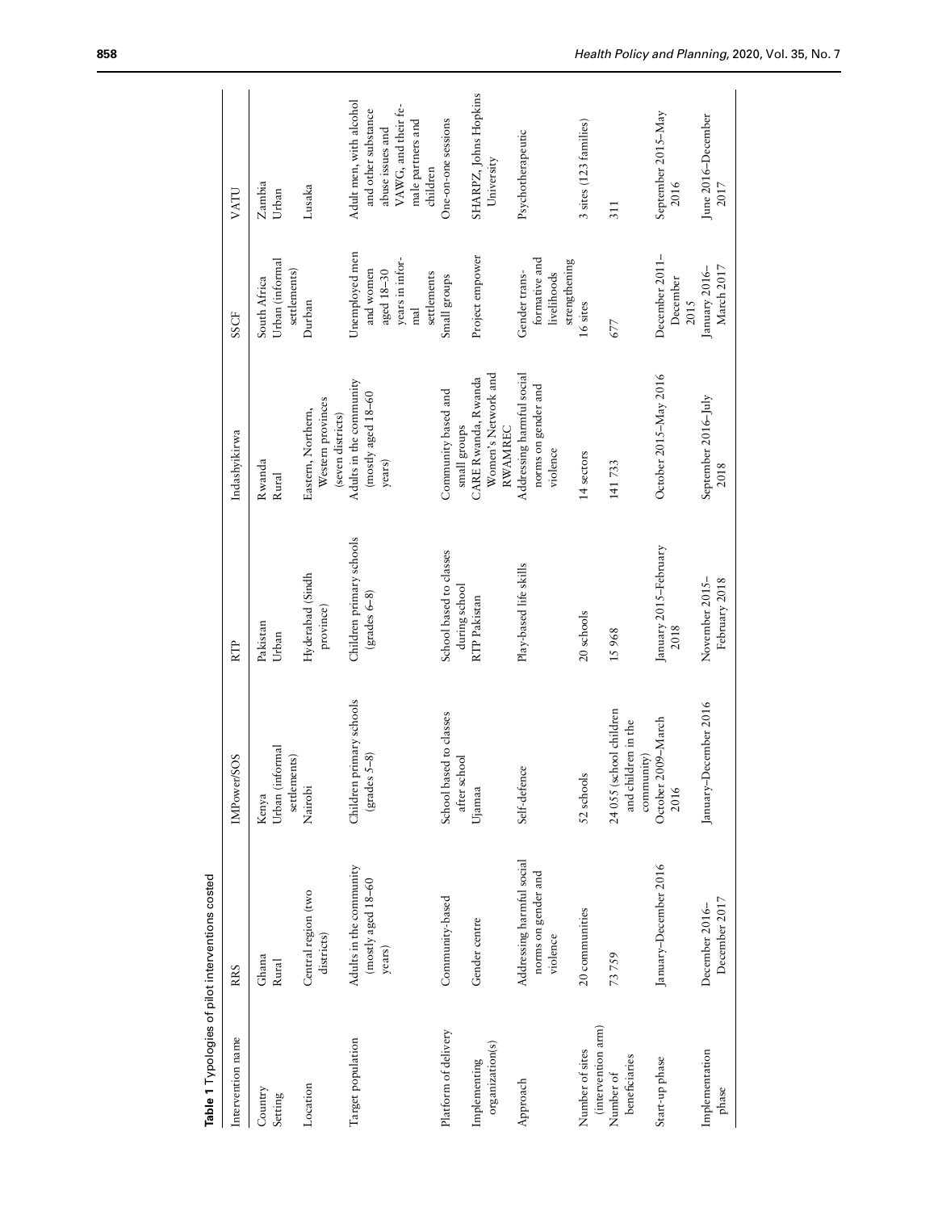**Table 1** Typologies of pilot interventions costed

| Intervention name | RRS | IMPower/SOS | RTP | Indashyikirwa | SSCF | VATU |
|---|---|---|---|---|---|---|
| Country | Ghana | Kenya | Pakistan | Rwanda | South Africa | Zambia |
| Setting | Rural | Urban (informal settlements) | Urban | Rural | Urban (informal settlements) | Urban |
| Location | Central region (two districts) | Nairobi | Hyderabad (Sindh province) | Eastern, Northern, Western provinces (seven districts) | Durban | Lusaka |
| Target population | Adults in the community (mostly aged 18–60 years) | Children primary schools (grades 5–8) | Children primary schools (grades 6–8) | Adults in the community (mostly aged 18–60 years) | Unemployed men and women aged 18–30 years in informal settlements | Adult men, with alcohol and other substance abuse issues and VAWG, and their female partners and children |
| Platform of delivery | Community-based | School based to classes after school | School based to classes during school | Community based and small groups | Small groups | One-on-one sessions |
| Implementing organization(s) | Gender centre | Ujamaa | RTP Pakistan | CARE Rwanda, Rwanda Women's Network and RWAMREC | Project empower | SHARPZ, Johns Hopkins University |
| Approach | Addressing harmful social norms on gender and violence | Self-defence | Play-based life skills | Addressing harmful social norms on gender and violence | Gender transformative and livelihoods strengthening | Psychotherapeutic |
| Number of sites (intervention arm) | 20 communities | 52 schools | 20 schools | 14 sectors | 16 sites | 3 sites (123 families) |
| Number of beneficiaries | 73 759 | 24 055 (school children and children in the community) | 15 968 | 141 733 | 677 | 311 |
| Start-up phase | January–December 2016 | October 2009–March 2016 | January 2015–February 2018 | October 2015–May 2016 | December 2011–December 2015 | September 2015–May 2016 |
| Implementation phase | December 2016–December 2017 | January–December 2016 | November 2015–February 2018 | September 2016–July 2018 | January 2016–March 2017 | June 2016–December 2017 |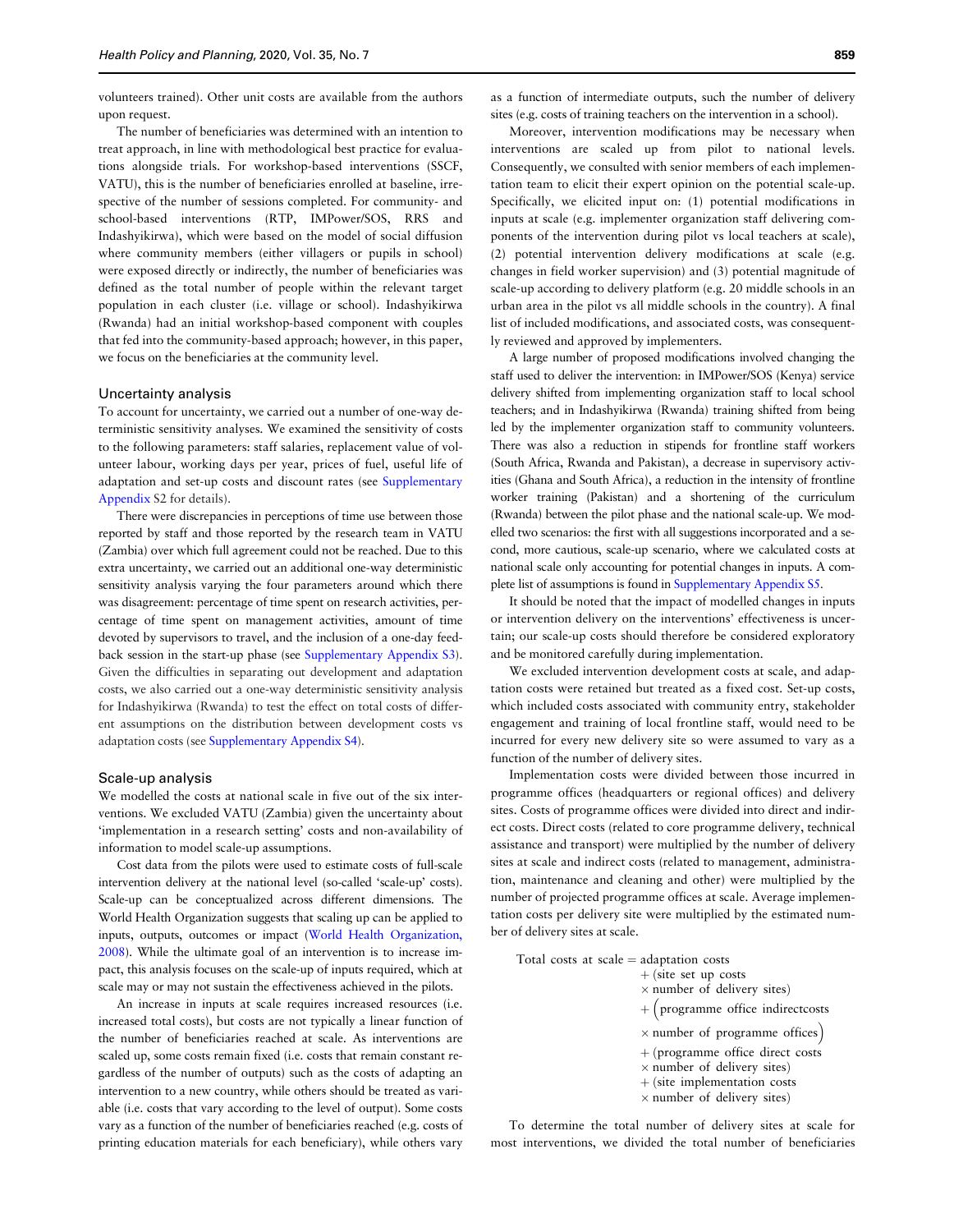volunteers trained). Other unit costs are available from the authors upon request.

The number of beneficiaries was determined with an intention to treat approach, in line with methodological best practice for evaluations alongside trials. For workshop-based interventions (SSCF, VATU), this is the number of beneficiaries enrolled at baseline, irrespective of the number of sessions completed. For community- and school-based interventions (RTP, IMPower/SOS, RRS and Indashyikirwa), which were based on the model of social diffusion where community members (either villagers or pupils in school) were exposed directly or indirectly, the number of beneficiaries was defined as the total number of people within the relevant target population in each cluster (i.e. village or school). Indashyikirwa (Rwanda) had an initial workshop-based component with couples that fed into the community-based approach; however, in this paper, we focus on the beneficiaries at the community level.

### Uncertainty analysis

To account for uncertainty, we carried out a number of one-way deterministic sensitivity analyses. We examined the sensitivity of costs to the following parameters: staff salaries, replacement value of volunteer labour, working days per year, prices of fuel, useful life of adaptation and set-up costs and discount rates (see Supplementary Appendix S2 for details).

There were discrepancies in perceptions of time use between those reported by staff and those reported by the research team in VATU (Zambia) over which full agreement could not be reached. Due to this extra uncertainty, we carried out an additional one-way deterministic sensitivity analysis varying the four parameters around which there was disagreement: percentage of time spent on research activities, percentage of time spent on management activities, amount of time devoted by supervisors to travel, and the inclusion of a one-day feedback session in the start-up phase (see Supplementary Appendix S3). Given the difficulties in separating out development and adaptation costs, we also carried out a one-way deterministic sensitivity analysis for Indashyikirwa (Rwanda) to test the effect on total costs of different assumptions on the distribution between development costs vs adaptation costs (see Supplementary Appendix S4).

### Scale-up analysis

We modelled the costs at national scale in five out of the six interventions. We excluded VATU (Zambia) given the uncertainty about 'implementation in a research setting' costs and non-availability of information to model scale-up assumptions.

Cost data from the pilots were used to estimate costs of full-scale intervention delivery at the national level (so-called 'scale-up' costs). Scale-up can be conceptualized across different dimensions. The World Health Organization suggests that scaling up can be applied to inputs, outputs, outcomes or impact (World Health Organization, 2008). While the ultimate goal of an intervention is to increase impact, this analysis focuses on the scale-up of inputs required, which at scale may or may not sustain the effectiveness achieved in the pilots.

An increase in inputs at scale requires increased resources (i.e. increased total costs), but costs are not typically a linear function of the number of beneficiaries reached at scale. As interventions are scaled up, some costs remain fixed (i.e. costs that remain constant regardless of the number of outputs) such as the costs of adapting an intervention to a new country, while others should be treated as variable (i.e. costs that vary according to the level of output). Some costs vary as a function of the number of beneficiaries reached (e.g. costs of printing education materials for each beneficiary), while others vary as a function of intermediate outputs, such the number of delivery sites (e.g. costs of training teachers on the intervention in a school).

Moreover, intervention modifications may be necessary when interventions are scaled up from pilot to national levels. Consequently, we consulted with senior members of each implementation team to elicit their expert opinion on the potential scale-up. Specifically, we elicited input on: (1) potential modifications in inputs at scale (e.g. implementer organization staff delivering components of the intervention during pilot vs local teachers at scale), (2) potential intervention delivery modifications at scale (e.g. changes in field worker supervision) and (3) potential magnitude of scale-up according to delivery platform (e.g. 20 middle schools in an urban area in the pilot vs all middle schools in the country). A final list of included modifications, and associated costs, was consequently reviewed and approved by implementers.

A large number of proposed modifications involved changing the staff used to deliver the intervention: in IMPower/SOS (Kenya) service delivery shifted from implementing organization staff to local school teachers; and in Indashyikirwa (Rwanda) training shifted from being led by the implementer organization staff to community volunteers. There was also a reduction in stipends for frontline staff workers (South Africa, Rwanda and Pakistan), a decrease in supervisory activities (Ghana and South Africa), a reduction in the intensity of frontline worker training (Pakistan) and a shortening of the curriculum (Rwanda) between the pilot phase and the national scale-up. We modelled two scenarios: the first with all suggestions incorporated and a second, more cautious, scale-up scenario, where we calculated costs at national scale only accounting for potential changes in inputs. A complete list of assumptions is found in Supplementary Appendix S5.

It should be noted that the impact of modelled changes in inputs or intervention delivery on the interventions' effectiveness is uncertain; our scale-up costs should therefore be considered exploratory and be monitored carefully during implementation.

We excluded intervention development costs at scale, and adaptation costs were retained but treated as a fixed cost. Set-up costs, which included costs associated with community entry, stakeholder engagement and training of local frontline staff, would need to be incurred for every new delivery site so were assumed to vary as a function of the number of delivery sites.

Implementation costs were divided between those incurred in programme offices (headquarters or regional offices) and delivery sites. Costs of programme offices were divided into direct and indirect costs. Direct costs (related to core programme delivery, technical assistance and transport) were multiplied by the number of delivery sites at scale and indirect costs (related to management, administration, maintenance and cleaning and other) were multiplied by the number of projected programme offices at scale. Average implementation costs per delivery site were multiplied by the estimated number of delivery sites at scale.

$$
\begin{aligned}
\text{Total costs at scale} = {} & \text{adaptation costs} \\
& + (\text{site set up costs} \\
& \times \text{number of delivery sites}) \\
& + \Big(\text{programme office indirectcosts} \\
& \times \text{number of programme offices}\Big) \\
& + (\text{programme office direct costs} \\
& \times \text{number of delivery sites}) \\
& + (\text{site implementation costs} \\
& \times \text{number of delivery sites})
\end{aligned}
$$

To determine the total number of delivery sites at scale for most interventions, we divided the total number of beneficiaries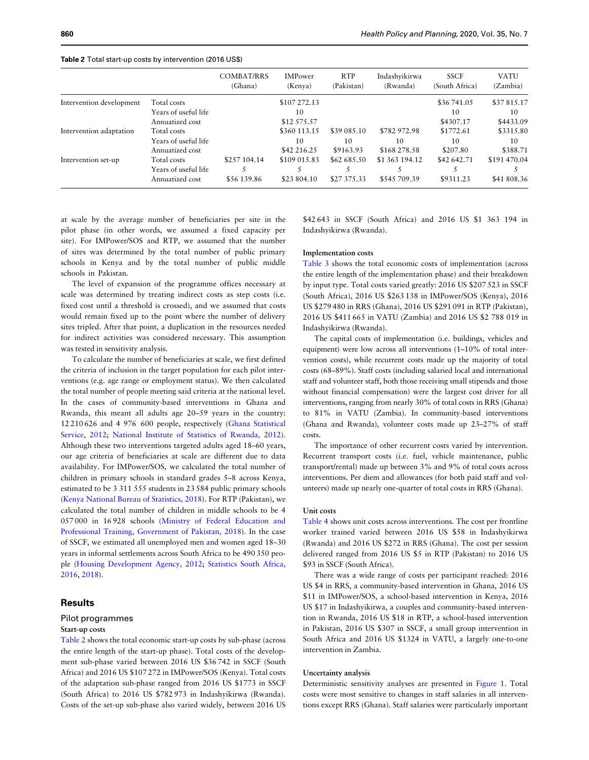**Table 2** Total start-up costs by intervention (2016 US$)

| | | COMBAT/RRS (Ghana) | IMPower (Kenya) | RTP (Pakistan) | Indashyikirwa (Rwanda) | SSCF (South Africa) | VATU (Zambia) |
|---|---|---|---|---|---|---|---|
| Intervention development | Total costs | | $107 272.13 | | | $36 741.05 | $37 815.17 |
| | Years of useful life | | 10 | | | 10 | 10 |
| | Annualized cost | | $12 575.57 | | | $4307.17 | $4433.09 |
| Intervention adaptation | Total costs | | $360 113.15 | $39 085.10 | $782 972.98 | $1772.61 | $3315.80 |
| | Years of useful life | | 10 | 10 | 10 | 10 | 10 |
| | Annualized cost | | $42 216.25 | $9163.93 | $168 278.58 | $207.80 | $388.71 |
| Intervention set-up | Total costs | $257 104.14 | $109 015.83 | $62 685.50 | $1 363 194.12 | $42 642.71 | $191 470.04 |
| | Years of useful life | 5 | 5 | 5 | 5 | 5 | 5 |
| | Annualized cost | $56 139.86 | $23 804.10 | $27 375.33 | $545 709.39 | $9311.23 | $41 808.36 |

at scale by the average number of beneficiaries per site in the pilot phase (in other words, we assumed a fixed capacity per site). For IMPower/SOS and RTP, we assumed that the number of sites was determined by the total number of public primary schools in Kenya and by the total number of public middle schools in Pakistan.

The level of expansion of the programme offices necessary at scale was determined by treating indirect costs as step costs (i.e. fixed cost until a threshold is crossed), and we assumed that costs would remain fixed up to the point where the number of delivery sites tripled. After that point, a duplication in the resources needed for indirect activities was considered necessary. This assumption was tested in sensitivity analysis.

To calculate the number of beneficiaries at scale, we first defined the criteria of inclusion in the target population for each pilot interventions (e.g. age range or employment status). We then calculated the total number of people meeting said criteria at the national level. In the cases of community-based interventions in Ghana and Rwanda, this meant all adults age 20–59 years in the country: 12 210 626 and 4 976 600 people, respectively (Ghana Statistical Service, 2012; National Institute of Statistics of Rwanda, 2012). Although these two interventions targeted adults aged 18–60 years, our age criteria of beneficiaries at scale are different due to data availability. For IMPower/SOS, we calculated the total number of children in primary schools in standard grades 5–8 across Kenya, estimated to be 3 311 555 students in 23 584 public primary schools (Kenya National Bureau of Statistics, 2018). For RTP (Pakistan), we calculated the total number of children in middle schools to be 4 057 000 in 16 928 schools (Ministry of Federal Education and Professional Training, Government of Pakistan, 2018). In the case of SSCF, we estimated all unemployed men and women aged 18–30 years in informal settlements across South Africa to be 490 350 people (Housing Development Agency, 2012; Statistics South Africa, 2016, 2018).

## Results

### Pilot programmes

#### Start-up costs

Table 2 shows the total economic start-up costs by sub-phase (across the entire length of the start-up phase). Total costs of the development sub-phase varied between 2016 US $36 742 in SSCF (South Africa) and 2016 US $107 272 in IMPower/SOS (Kenya). Total costs of the adaptation sub-phase ranged from 2016 US $1773 in SSCF (South Africa) to 2016 US $782 973 in Indashyikirwa (Rwanda). Costs of the set-up sub-phase also varied widely, between 2016 US $42 643 in SSCF (South Africa) and 2016 US $1 363 194 in Indashyikirwa (Rwanda).

#### Implementation costs

Table 3 shows the total economic costs of implementation (across the entire length of the implementation phase) and their breakdown by input type. Total costs varied greatly: 2016 US $207 523 in SSCF (South Africa), 2016 US $263 138 in IMPower/SOS (Kenya), 2016 US $279 480 in RRS (Ghana), 2016 US $291 091 in RTP (Pakistan), 2016 US $411 665 in VATU (Zambia) and 2016 US $2 788 019 in Indashyikirwa (Rwanda).

The capital costs of implementation (i.e. buildings, vehicles and equipment) were low across all interventions (1–10% of total intervention costs), while recurrent costs made up the majority of total costs (68–89%). Staff costs (including salaried local and international staff and volunteer staff, both those receiving small stipends and those without financial compensation) were the largest cost driver for all interventions, ranging from nearly 30% of total costs in RRS (Ghana) to 81% in VATU (Zambia). In community-based interventions (Ghana and Rwanda), volunteer costs made up 23–27% of staff costs.

The importance of other recurrent costs varied by intervention. Recurrent transport costs (i.e. fuel, vehicle maintenance, public transport/rental) made up between 3% and 9% of total costs across interventions. Per diem and allowances (for both paid staff and volunteers) made up nearly one-quarter of total costs in RRS (Ghana).

#### Unit costs

Table 4 shows unit costs across interventions. The cost per frontline worker trained varied between 2016 US $58 in Indashyikirwa (Rwanda) and 2016 US $272 in RRS (Ghana). The cost per session delivered ranged from 2016 US $5 in RTP (Pakistan) to 2016 US $93 in SSCF (South Africa).

There was a wide range of costs per participant reached: 2016 US $4 in RRS, a community-based intervention in Ghana, 2016 US $11 in IMPower/SOS, a school-based intervention in Kenya, 2016 US $17 in Indashyikirwa, a couples and community-based intervention in Rwanda, 2016 US $18 in RTP, a school-based intervention in Pakistan, 2016 US $307 in SSCF, a small group intervention in South Africa and 2016 US $1324 in VATU, a largely one-to-one intervention in Zambia.

#### Uncertainty analysis

Deterministic sensitivity analyses are presented in Figure 1. Total costs were most sensitive to changes in staff salaries in all interventions except RRS (Ghana). Staff salaries were particularly important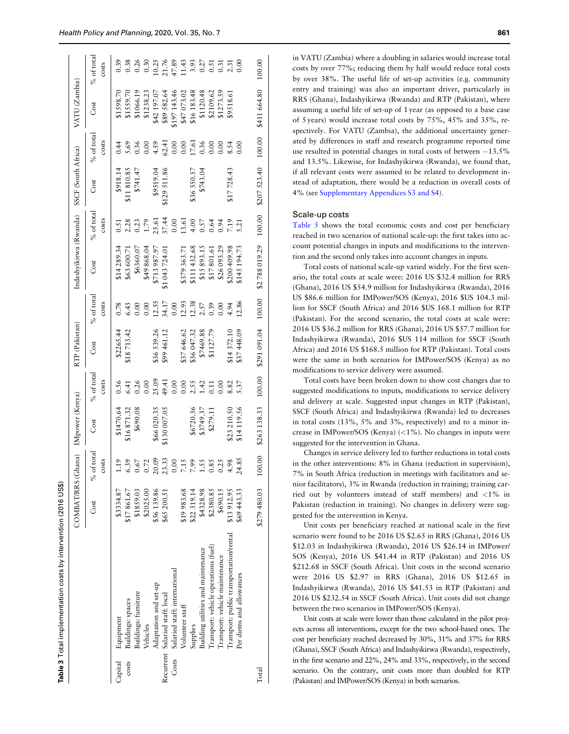**Table 3** Total implementation costs by intervention (2016 US$)

| | | COMBAT/RRS (Ghana) | | IMpower (Kenya) | | RTP (Pakistan) | | Indashyikirwa (Rwanda) | | SSCF (South Africa) | | VATU (Zambia) | |
|---|---|---|---|---|---|---|---|---|---|---|---|---|---|
| | | Cost | % of total costs | Cost | % of total costs | Cost | % of total costs | Cost | % of total costs | Cost | % of total costs | Cost | % of total costs |
| Capital costs | Equipment | $3334.87 | 1.19 | $1470.64 | 0.56 | $2265.44 | 0.78 | $14 289.34 | 0.51 | $918.14 | 0.44 | $1598.70 | 0.39 |
| | Buildings: spaces | $17 861.67 | 6.39 | $16 871.32 | 6.41 | $18 713.42 | 6.43 | $63 600.71 | 2.28 | $11 810.85 | 5.69 | $1559.70 | 0.38 |
| | Buildings: furniture | $1859.03 | 0.67 | $690.08 | 0.26 | | 0.00 | $6360.07 | 0.23 | $741.47 | 0.36 | $1066.19 | 0.26 |
| | Vehicles | $2025.00 | 0.72 | | 0.00 | | 0.00 | $49 868.04 | 1.79 | | 0.00 | $1238.23 | 0.30 |
| | Adaptation and set-up | $56 139.86 | 20.09 | $66 020.35 | 25.09 | $36 539.26 | 12.55 | $713 987.97 | 25.61 | $9519.04 | 4.59 | $42 197.07 | 10.25 |
| Recurrent Costs | Salaried staff: local | $65 200.51 | 23.33 | $130 007.05 | 49.41 | $99 461.12 | 34.17 | $1 043 724.01 | 37.44 | $129 511.86 | 62.41 | $89 582.64 | 21.76 |
| | Salaried staff: international | | 0.00 | | 0.00 | | 0.00 | | 0.00 | | 0.00 | $197 143.46 | 47.89 |
| | Volunteer staff | $19 983.68 | 7.15 | | 0.00 | $37 646.62 | 12.93 | $379 363.71 | 13.61 | | 0.00 | $47 073.02 | 11.43 |
| | Supplies | $22 319.14 | 7.99 | $6720.36 | 2.55 | $36 047.32 | 12.38 | $111 432.68 | 4.00 | $36 550.57 | 17.61 | $16 183.48 | 3.93 |
| | Building utilities and maintenance | $4328.98 | 1.55 | $3749.37 | 1.42 | $7469.88 | 2.57 | $15 893.15 | 0.57 | $743.04 | 0.36 | $1120.48 | 0.27 |
| | Transport: vehicle operations (fuel) | $2380.85 | 0.85 | $279.11 | 0.11 | $1127.79 | 0.39 | $17 801.61 | 0.64 | | 0.00 | $2109.62 | 0.51 |
| | Transport: vehicle maintenance | $690.15 | 0.25 | | 0.00 | | 0.00 | $26 093.29 | 0.94 | | 0.00 | $1273.59 | 0.31 |
| | Transport: public transportation/rental | $13 912.95 | 4.98 | $23 210.50 | 8.82 | $14 372.10 | 4.94 | $200 409.98 | 7.19 | $17 728.43 | 8.54 | $9518.61 | 2.31 |
| | Per diems and allowances | $69 443.33 | 24.85 | $14 119.56 | 5.37 | $37 448.09 | 12.86 | $145 194.73 | 5.21 | | 0.00 | | 0.00 |
| Total | | $279 480.03 | 100.00 | $263 138.33 | 100.00 | $291 091.04 | 100.00 | $2 788 019.29 | 100.00 | $207 523.40 | 100.00 | $411 664.80 | 100.00 |

in VATU (Zambia) where a doubling in salaries would increase total costs by over 77%; reducing them by half would reduce total costs by over 38%. The useful life of set-up activities (e.g. community entry and training) was also an important driver, particularly in RRS (Ghana), Indashyikirwa (Rwanda) and RTP (Pakistan), where assuming a useful life of set-up of 1 year (as opposed to a base case of 5 years) would increase total costs by 75%, 45% and 35%, respectively. For VATU (Zambia), the additional uncertainty generated by differences in staff and research programme reported time use resulted in potential changes in total costs of between −13.5% and 13.5%. Likewise, for Indashyikirwa (Rwanda), we found that, if all relevant costs were assumed to be related to development instead of adaptation, there would be a reduction in overall costs of 4% (see Supplementary Appendices S3 and S4).

### Scale-up costs

Table 5 shows the total economic costs and cost per beneficiary reached in two scenarios of national scale-up: the first takes into account potential changes in inputs and modifications to the intervention and the second only takes into account changes in inputs.

Total costs of national scale-up varied widely. For the first scenario, the total costs at scale were: 2016 US $32.4 million for RRS (Ghana), 2016 US $54.9 million for Indashyikirwa (Rwanda), 2016 US $86.6 million for IMPower/SOS (Kenya), 2016 $US 104.3 million for SSCF (South Africa) and 2016 $US 168.1 million for RTP (Pakistan). For the second scenario, the total costs at scale were: 2016 US $36.2 million for RRS (Ghana), 2016 US $57.7 million for Indashyikirwa (Rwanda), 2016 $US 114 million for SSCF (South Africa) and 2016 US $168.5 million for RTP (Pakistan). Total costs were the same in both scenarios for IMPower/SOS (Kenya) as no modifications to service delivery were assumed.

Total costs have been broken down to show cost changes due to suggested modifications to inputs, modifications to service delivery and delivery at scale. Suggested input changes in RTP (Pakistan), SSCF (South Africa) and Indashyikirwa (Rwanda) led to decreases in total costs (13%, 5% and 3%, respectively) and to a minor increase in IMPower/SOS (Kenya) (<1%). No changes in inputs were suggested for the intervention in Ghana.

Changes in service delivery led to further reductions in total costs in the other interventions: 8% in Ghana (reduction in supervision), 7% in South Africa (reduction in meetings with facilitators and senior facilitators), 3% in Rwanda (reduction in training; training carried out by volunteers instead of staff members) and <1% in Pakistan (reduction in training). No changes in delivery were suggested for the intervention in Kenya.

Unit costs per beneficiary reached at national scale in the first scenario were found to be 2016 US $2.65 in RRS (Ghana), 2016 US $12.03 in Indashyikirwa (Rwanda), 2016 US $26.14 in IMPower/SOS (Kenya), 2016 US $41.44 in RTP (Pakistan) and 2016 US $212.68 in SSCF (South Africa). Unit costs in the second scenario were 2016 US $2.97 in RRS (Ghana), 2016 US $12.65 in Indashyikirwa (Rwanda), 2016 US $41.53 in RTP (Pakistan) and 2016 US $232.54 in SSCF (South Africa). Unit costs did not change between the two scenarios in IMPower/SOS (Kenya).

Unit costs at scale were lower than those calculated in the pilot projects across all interventions, except for the two school-based ones. The cost per beneficiary reached decreased by 30%, 31% and 37% for RRS (Ghana), SSCF (South Africa) and Indashyikirwa (Rwanda), respectively, in the first scenario and 22%, 24% and 33%, respectively, in the second scenario. On the contrary, unit costs more than doubled for RTP (Pakistan) and IMPower/SOS (Kenya) in both scenarios.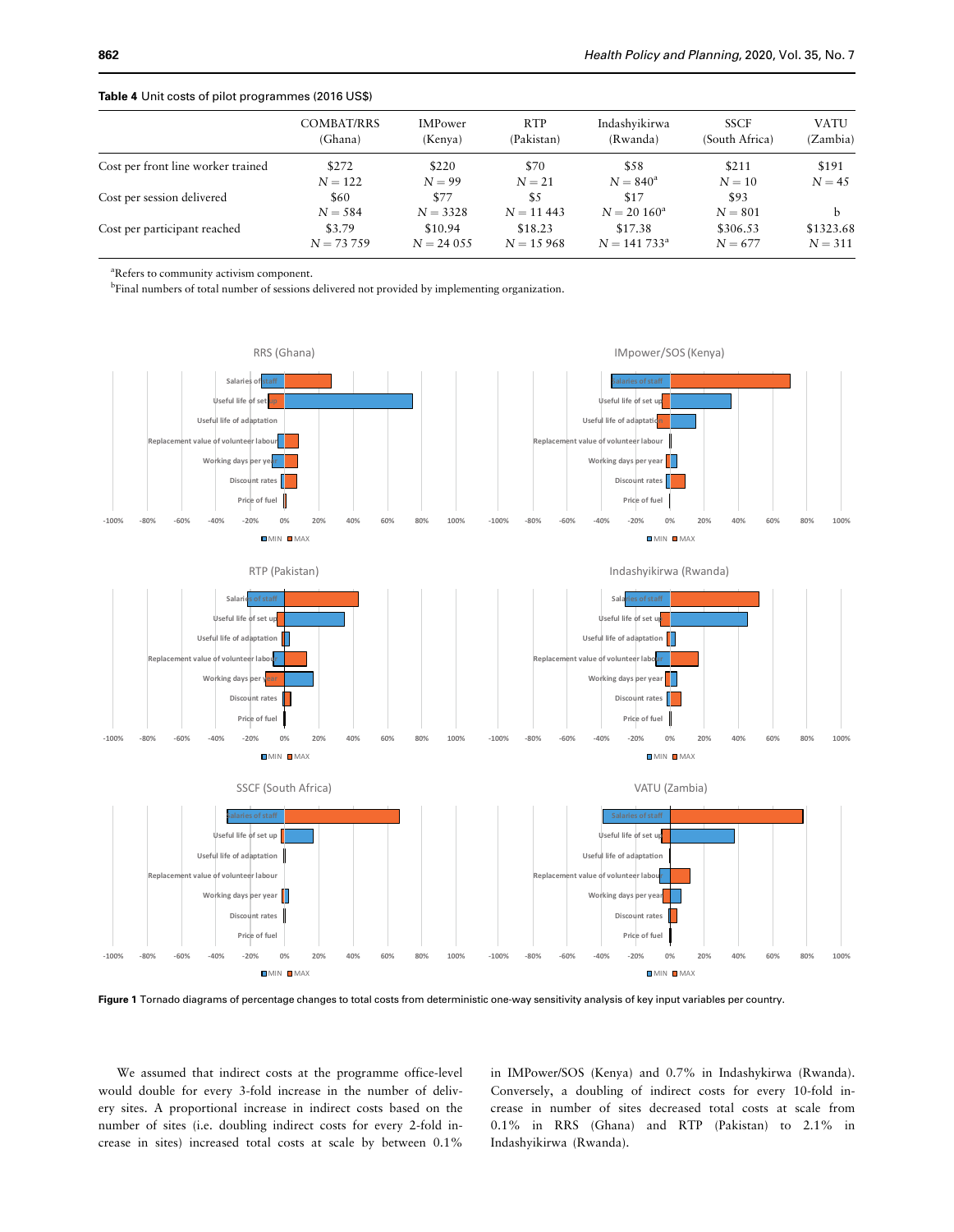**Table 4** Unit costs of pilot programmes (2016 US$)

| | COMBAT/RRS (Ghana) | IMPower (Kenya) | RTP (Pakistan) | Indashyikirwa (Rwanda) | SSCF (South Africa) | VATU (Zambia) |
|---|---|---|---|---|---|---|
| Cost per front line worker trained | $272 N = 122 | $220 N = 99 | $70 N = 21 | $58 N = 840[a] | $211 N = 10 | $191 N = 45 |
| Cost per session delivered | $60 N = 584 | $77 N = 3328 | $5 N = 11 443 | $17 N = 20 160[a] | $93 N = 801 | b |
| Cost per participant reached | $3.79 N = 73 759 | $10.94 N = 24 055 | $18.23 N = 15 968 | $17.38 N = 141 733[a] | $306.53 N = 677 | $1323.68 N = 311 |

[a]Refers to community activism component.

[b]Final numbers of total number of sessions delivered not provided by implementing organization.

**Figure 1** Tornado diagrams of percentage changes to total costs from deterministic one-way sensitivity analysis of key input variables per country.

We assumed that indirect costs at the programme office-level would double for every 3-fold increase in the number of delivery sites. A proportional increase in indirect costs based on the number of sites (i.e. doubling indirect costs for every 2-fold increase in sites) increased total costs at scale by between 0.1% in IMPower/SOS (Kenya) and 0.7% in Indashykirwa (Rwanda). Conversely, a doubling of indirect costs for every 10-fold increase in number of sites decreased total costs at scale from 0.1% in RRS (Ghana) and RTP (Pakistan) to 2.1% in Indashyikirwa (Rwanda).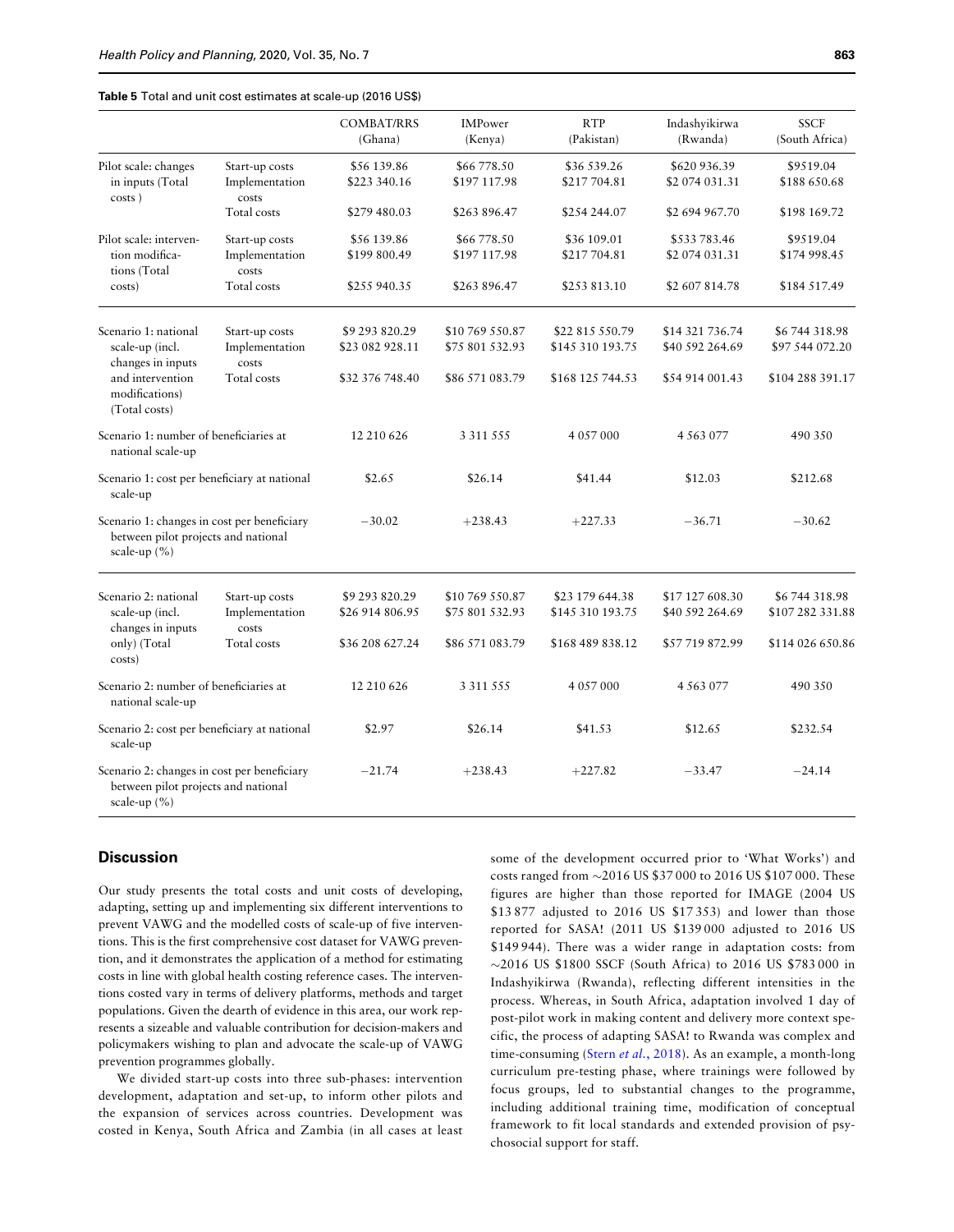**Table 5** Total and unit cost estimates at scale-up (2016 US$)

| | | COMBAT/RRS (Ghana) | IMPower (Kenya) | RTP (Pakistan) | Indashyikirwa (Rwanda) | SSCF (South Africa) |
|---|---|---|---|---|---|---|
| Pilot scale: changes in inputs (Total costs ) | Start-up costs | $56 139.86 | $66 778.50 | $36 539.26 | $620 936.39 | $9519.04 |
| | Implementation costs | $223 340.16 | $197 117.98 | $217 704.81 | $2 074 031.31 | $188 650.68 |
| | Total costs | $279 480.03 | $263 896.47 | $254 244.07 | $2 694 967.70 | $198 169.72 |
| Pilot scale: intervention modifications (Total costs) | Start-up costs | $56 139.86 | $66 778.50 | $36 109.01 | $533 783.46 | $9519.04 |
| | Implementation costs | $199 800.49 | $197 117.98 | $217 704.81 | $2 074 031.31 | $174 998.45 |
| | Total costs | $255 940.35 | $263 896.47 | $253 813.10 | $2 607 814.78 | $184 517.49 |
| Scenario 1: national scale-up (incl. changes in inputs and intervention modifications) (Total costs) | Start-up costs | $9 293 820.29 | $10 769 550.87 | $22 815 550.79 | $14 321 736.74 | $6 744 318.98 |
| | Implementation costs | $23 082 928.11 | $75 801 532.93 | $145 310 193.75 | $40 592 264.69 | $97 544 072.20 |
| | Total costs | $32 376 748.40 | $86 571 083.79 | $168 125 744.53 | $54 914 001.43 | $104 288 391.17 |
| Scenario 1: number of beneficiaries at national scale-up | | 12 210 626 | 3 311 555 | 4 057 000 | 4 563 077 | 490 350 |
| Scenario 1: cost per beneficiary at national scale-up | | $2.65 | $26.14 | $41.44 | $12.03 | $212.68 |
| Scenario 1: changes in cost per beneficiary between pilot projects and national scale-up (%) | | −30.02 | +238.43 | +227.33 | −36.71 | −30.62 |
| Scenario 2: national scale-up (incl. changes in inputs only) (Total costs) | Start-up costs | $9 293 820.29 | $10 769 550.87 | $23 179 644.38 | $17 127 608.30 | $6 744 318.98 |
| | Implementation costs | $26 914 806.95 | $75 801 532.93 | $145 310 193.75 | $40 592 264.69 | $107 282 331.88 |
| | Total costs | $36 208 627.24 | $86 571 083.79 | $168 489 838.12 | $57 719 872.99 | $114 026 650.86 |
| Scenario 2: number of beneficiaries at national scale-up | | 12 210 626 | 3 311 555 | 4 057 000 | 4 563 077 | 490 350 |
| Scenario 2: cost per beneficiary at national scale-up | | $2.97 | $26.14 | $41.53 | $12.65 | $232.54 |
| Scenario 2: changes in cost per beneficiary between pilot projects and national scale-up (%) | | −21.74 | +238.43 | +227.82 | −33.47 | −24.14 |

## Discussion

Our study presents the total costs and unit costs of developing, adapting, setting up and implementing six different interventions to prevent VAWG and the modelled costs of scale-up of five interventions. This is the first comprehensive cost dataset for VAWG prevention, and it demonstrates the application of a method for estimating costs in line with global health costing reference cases. The interventions costed vary in terms of delivery platforms, methods and target populations. Given the dearth of evidence in this area, our work represents a sizeable and valuable contribution for decision-makers and policymakers wishing to plan and advocate the scale-up of VAWG prevention programmes globally.

We divided start-up costs into three sub-phases: intervention development, adaptation and set-up, to inform other pilots and the expansion of services across countries. Development was costed in Kenya, South Africa and Zambia (in all cases at least some of the development occurred prior to 'What Works') and costs ranged from ∼2016 US $37 000 to 2016 US $107 000. These figures are higher than those reported for IMAGE (2004 US $13 877 adjusted to 2016 US $17 353) and lower than those reported for SASA! (2011 US $139 000 adjusted to 2016 US $149 944). There was a wider range in adaptation costs: from ∼2016 US $1800 SSCF (South Africa) to 2016 US $783 000 in Indashyikirwa (Rwanda), reflecting different intensities in the process. Whereas, in South Africa, adaptation involved 1 day of post-pilot work in making content and delivery more context specific, the process of adapting SASA! to Rwanda was complex and time-consuming (Stern *et al.*, 2018). As an example, a month-long curriculum pre-testing phase, where trainings were followed by focus groups, led to substantial changes to the programme, including additional training time, modification of conceptual framework to fit local standards and extended provision of psychosocial support for staff.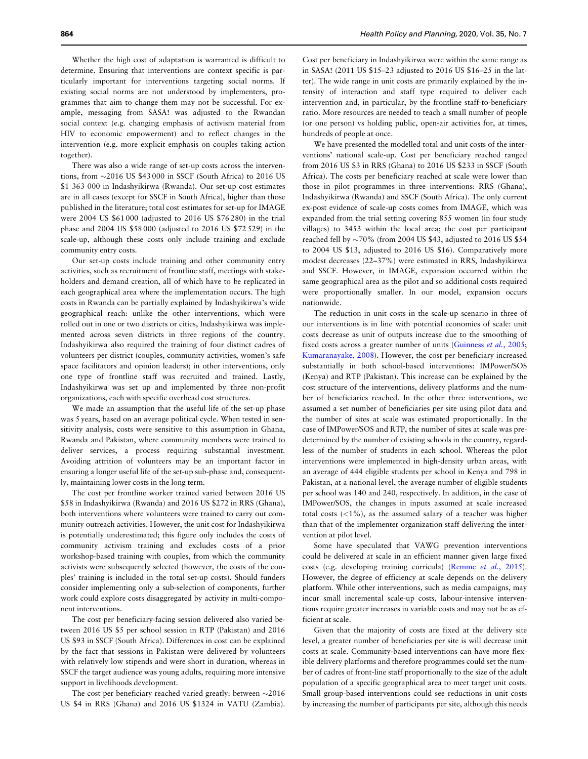Whether the high cost of adaptation is warranted is difficult to determine. Ensuring that interventions are context specific is particularly important for interventions targeting social norms. If existing social norms are not understood by implementers, programmes that aim to change them may not be successful. For example, messaging from SASA! was adjusted to the Rwandan social context (e.g. changing emphasis of activism material from HIV to economic empowerment) and to reflect changes in the intervention (e.g. more explicit emphasis on couples taking action together).

There was also a wide range of set-up costs across the interventions, from ∼2016 US $43 000 in SSCF (South Africa) to 2016 US $1 363 000 in Indashyikirwa (Rwanda). Our set-up cost estimates are in all cases (except for SSCF in South Africa), higher than those published in the literature; total cost estimates for set-up for IMAGE were 2004 US $61 000 (adjusted to 2016 US $76 280) in the trial phase and 2004 US $58 000 (adjusted to 2016 US $72 529) in the scale-up, although these costs only include training and exclude community entry costs.

Our set-up costs include training and other community entry activities, such as recruitment of frontline staff, meetings with stakeholders and demand creation, all of which have to be replicated in each geographical area where the implementation occurs. The high costs in Rwanda can be partially explained by Indashyikirwa's wide geographical reach: unlike the other interventions, which were rolled out in one or two districts or cities, Indashyikirwa was implemented across seven districts in three regions of the country. Indashyikirwa also required the training of four distinct cadres of volunteers per district (couples, community activities, women's safe space facilitators and opinion leaders); in other interventions, only one type of frontline staff was recruited and trained. Lastly, Indashyikirwa was set up and implemented by three non-profit organizations, each with specific overhead cost structures.

We made an assumption that the useful life of the set-up phase was 5 years, based on an average political cycle. When tested in sensitivity analysis, costs were sensitive to this assumption in Ghana, Rwanda and Pakistan, where community members were trained to deliver services, a process requiring substantial investment. Avoiding attrition of volunteers may be an important factor in ensuring a longer useful life of the set-up sub-phase and, consequently, maintaining lower costs in the long term.

The cost per frontline worker trained varied between 2016 US $58 in Indashyikirwa (Rwanda) and 2016 US $272 in RRS (Ghana), both interventions where volunteers were trained to carry out community outreach activities. However, the unit cost for Indashyikirwa is potentially underestimated; this figure only includes the costs of community activism training and excludes costs of a prior workshop-based training with couples, from which the community activists were subsequently selected (however, the costs of the couples' training is included in the total set-up costs). Should funders consider implementing only a sub-selection of components, further work could explore costs disaggregated by activity in multi-component interventions.

The cost per beneficiary-facing session delivered also varied between 2016 US $5 per school session in RTP (Pakistan) and 2016 US $93 in SSCF (South Africa). Differences in cost can be explained by the fact that sessions in Pakistan were delivered by volunteers with relatively low stipends and were short in duration, whereas in SSCF the target audience was young adults, requiring more intensive support in livelihoods development.

The cost per beneficiary reached varied greatly: between ∼2016 US $4 in RRS (Ghana) and 2016 US $1324 in VATU (Zambia). Cost per beneficiary in Indashyikirwa were within the same range as in SASA! (2011 US $15–23 adjusted to 2016 US $16–25 in the latter). The wide range in unit costs are primarily explained by the intensity of interaction and staff type required to deliver each intervention and, in particular, by the frontline staff-to-beneficiary ratio. More resources are needed to teach a small number of people (or one person) vs holding public, open-air activities for, at times, hundreds of people at once.

We have presented the modelled total and unit costs of the interventions' national scale-up. Cost per beneficiary reached ranged from 2016 US $3 in RRS (Ghana) to 2016 US $233 in SSCF (South Africa). The costs per beneficiary reached at scale were lower than those in pilot programmes in three interventions: RRS (Ghana), Indashyikirwa (Rwanda) and SSCF (South Africa). The only current ex-post evidence of scale-up costs comes from IMAGE, which was expanded from the trial setting covering 855 women (in four study villages) to 3453 within the local area; the cost per participant reached fell by ∼70% (from 2004 US $43, adjusted to 2016 US $54 to 2004 US $13, adjusted to 2016 US $16). Comparatively more modest decreases (22–37%) were estimated in RRS, Indashyikirwa and SSCF. However, in IMAGE, expansion occurred within the same geographical area as the pilot and so additional costs required were proportionally smaller. In our model, expansion occurs nationwide.

The reduction in unit costs in the scale-up scenario in three of our interventions is in line with potential economies of scale: unit costs decrease as unit of outputs increase due to the smoothing of fixed costs across a greater number of units (Guinness *et al.*, 2005; Kumaranayake, 2008). However, the cost per beneficiary increased substantially in both school-based interventions: IMPower/SOS (Kenya) and RTP (Pakistan). This increase can be explained by the cost structure of the interventions, delivery platforms and the number of beneficiaries reached. In the other three interventions, we assumed a set number of beneficiaries per site using pilot data and the number of sites at scale was estimated proportionally. In the case of IMPower/SOS and RTP, the number of sites at scale was predetermined by the number of existing schools in the country, regardless of the number of students in each school. Whereas the pilot interventions were implemented in high-density urban areas, with an average of 444 eligible students per school in Kenya and 798 in Pakistan, at a national level, the average number of eligible students per school was 140 and 240, respectively. In addition, in the case of IMPower/SOS, the changes in inputs assumed at scale increased total costs (<1%), as the assumed salary of a teacher was higher than that of the implementer organization staff delivering the intervention at pilot level.

Some have speculated that VAWG prevention interventions could be delivered at scale in an efficient manner given large fixed costs (e.g. developing training curricula) (Remme *et al.*, 2015). However, the degree of efficiency at scale depends on the delivery platform. While other interventions, such as media campaigns, may incur small incremental scale-up costs, labour-intensive interventions require greater increases in variable costs and may not be as efficient at scale.

Given that the majority of costs are fixed at the delivery site level, a greater number of beneficiaries per site is will decrease unit costs at scale. Community-based interventions can have more flexible delivery platforms and therefore programmes could set the number of cadres of front-line staff proportionally to the size of the adult population of a specific geographical area to meet target unit costs. Small group-based interventions could see reductions in unit costs by increasing the number of participants per site, although this needs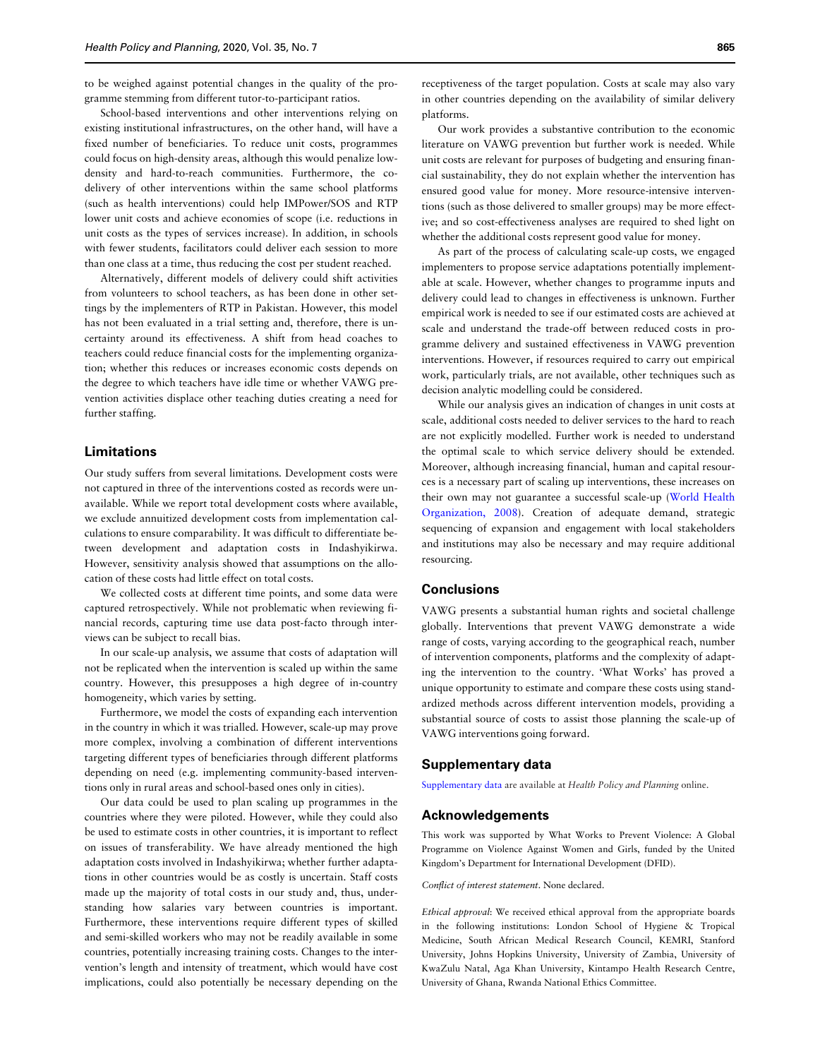to be weighed against potential changes in the quality of the programme stemming from different tutor-to-participant ratios.

School-based interventions and other interventions relying on existing institutional infrastructures, on the other hand, will have a fixed number of beneficiaries. To reduce unit costs, programmes could focus on high-density areas, although this would penalize low-density and hard-to-reach communities. Furthermore, the co-delivery of other interventions within the same school platforms (such as health interventions) could help IMPower/SOS and RTP lower unit costs and achieve economies of scope (i.e. reductions in unit costs as the types of services increase). In addition, in schools with fewer students, facilitators could deliver each session to more than one class at a time, thus reducing the cost per student reached.

Alternatively, different models of delivery could shift activities from volunteers to school teachers, as has been done in other settings by the implementers of RTP in Pakistan. However, this model has not been evaluated in a trial setting and, therefore, there is uncertainty around its effectiveness. A shift from head coaches to teachers could reduce financial costs for the implementing organization; whether this reduces or increases economic costs depends on the degree to which teachers have idle time or whether VAWG prevention activities displace other teaching duties creating a need for further staffing.

## Limitations

Our study suffers from several limitations. Development costs were not captured in three of the interventions costed as records were unavailable. While we report total development costs where available, we exclude annuitized development costs from implementation calculations to ensure comparability. It was difficult to differentiate between development and adaptation costs in Indashyikirwa. However, sensitivity analysis showed that assumptions on the allocation of these costs had little effect on total costs.

We collected costs at different time points, and some data were captured retrospectively. While not problematic when reviewing financial records, capturing time use data post-facto through interviews can be subject to recall bias.

In our scale-up analysis, we assume that costs of adaptation will not be replicated when the intervention is scaled up within the same country. However, this presupposes a high degree of in-country homogeneity, which varies by setting.

Furthermore, we model the costs of expanding each intervention in the country in which it was trialled. However, scale-up may prove more complex, involving a combination of different interventions targeting different types of beneficiaries through different platforms depending on need (e.g. implementing community-based interventions only in rural areas and school-based ones only in cities).

Our data could be used to plan scaling up programmes in the countries where they were piloted. However, while they could also be used to estimate costs in other countries, it is important to reflect on issues of transferability. We have already mentioned the high adaptation costs involved in Indashyikirwa; whether further adaptations in other countries would be as costly is uncertain. Staff costs made up the majority of total costs in our study and, thus, understanding how salaries vary between countries is important. Furthermore, these interventions require different types of skilled and semi-skilled workers who may not be readily available in some countries, potentially increasing training costs. Changes to the intervention's length and intensity of treatment, which would have cost implications, could also potentially be necessary depending on the receptiveness of the target population. Costs at scale may also vary in other countries depending on the availability of similar delivery platforms.

Our work provides a substantive contribution to the economic literature on VAWG prevention but further work is needed. While unit costs are relevant for purposes of budgeting and ensuring financial sustainability, they do not explain whether the intervention has ensured good value for money. More resource-intensive interventions (such as those delivered to smaller groups) may be more effective; and so cost-effectiveness analyses are required to shed light on whether the additional costs represent good value for money.

As part of the process of calculating scale-up costs, we engaged implementers to propose service adaptations potentially implementable at scale. However, whether changes to programme inputs and delivery could lead to changes in effectiveness is unknown. Further empirical work is needed to see if our estimated costs are achieved at scale and understand the trade-off between reduced costs in programme delivery and sustained effectiveness in VAWG prevention interventions. However, if resources required to carry out empirical work, particularly trials, are not available, other techniques such as decision analytic modelling could be considered.

While our analysis gives an indication of changes in unit costs at scale, additional costs needed to deliver services to the hard to reach are not explicitly modelled. Further work is needed to understand the optimal scale to which service delivery should be extended. Moreover, although increasing financial, human and capital resources is a necessary part of scaling up interventions, these increases on their own may not guarantee a successful scale-up (World Health Organization, 2008). Creation of adequate demand, strategic sequencing of expansion and engagement with local stakeholders and institutions may also be necessary and may require additional resourcing.

## Conclusions

VAWG presents a substantial human rights and societal challenge globally. Interventions that prevent VAWG demonstrate a wide range of costs, varying according to the geographical reach, number of intervention components, platforms and the complexity of adapting the intervention to the country. 'What Works' has proved a unique opportunity to estimate and compare these costs using standardized methods across different intervention models, providing a substantial source of costs to assist those planning the scale-up of VAWG interventions going forward.

## Supplementary data

Supplementary data are available at *Health Policy and Planning* online.

## Acknowledgements

This work was supported by What Works to Prevent Violence: A Global Programme on Violence Against Women and Girls, funded by the United Kingdom's Department for International Development (DFID).

*Conflict of interest statement*. None declared.

*Ethical approval*: We received ethical approval from the appropriate boards in the following institutions: London School of Hygiene & Tropical Medicine, South African Medical Research Council, KEMRI, Stanford University, Johns Hopkins University, University of Zambia, University of KwaZulu Natal, Aga Khan University, Kintampo Health Research Centre, University of Ghana, Rwanda National Ethics Committee.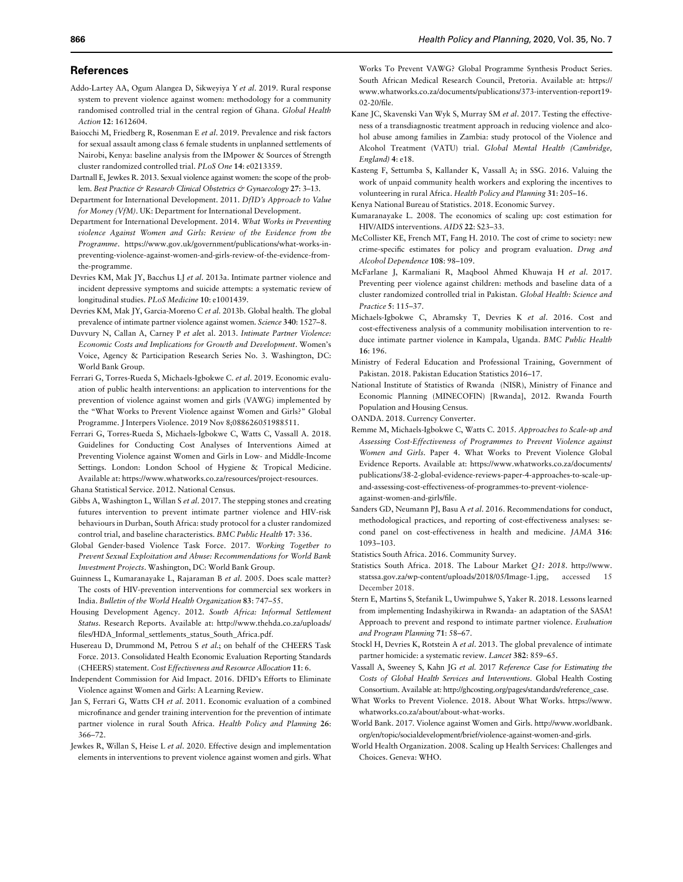## References

Addo-Lartey AA, Ogum Alangea D, Sikweyiya Y *et al*. 2019. Rural response system to prevent violence against women: methodology for a community randomised controlled trial in the central region of Ghana. *Global Health Action* **12**: 1612604.

Baiocchi M, Friedberg R, Rosenman E *et al*. 2019. Prevalence and risk factors for sexual assault among class 6 female students in unplanned settlements of Nairobi, Kenya: baseline analysis from the IMpower & Sources of Strength cluster randomized controlled trial. *PLoS One* **14**: e0213359.

Dartnall E, Jewkes R. 2013. Sexual violence against women: the scope of the problem. *Best Practice & Research Clinical Obstetrics & Gynaecology* **27**: 3–13.

Department for International Development. 2011. *DfID's Approach to Value for Money (VfM)*. UK: Department for International Development.

Department for International Development. 2014. *What Works in Preventing violence Against Women and Girls: Review of the Evidence from the Programme*. https://www.gov.uk/government/publications/what-works-in-preventing-violence-against-women-and-girls-review-of-the-evidence-from-the-programme.

Devries KM, Mak JY, Bacchus LJ *et al*. 2013a. Intimate partner violence and incident depressive symptoms and suicide attempts: a systematic review of longitudinal studies. *PLoS Medicine* **10**: e1001439.

Devries KM, Mak JY, Garcia-Moreno C *et al*. 2013b. Global health. The global prevalence of intimate partner violence against women. *Science* **340**: 1527–8.

Duvvury N, Callan A, Carney P *et al*et al. 2013. *Intimate Partner Violence: Economic Costs and Implications for Growth and Development*. Women's Voice, Agency & Participation Research Series No. 3. Washington, DC: World Bank Group.

Ferrari G, Torres-Rueda S, Michaels-Igbokwe C. *et al*. 2019. Economic evaluation of public health interventions: an application to interventions for the prevention of violence against women and girls (VAWG) implemented by the "What Works to Prevent Violence against Women and Girls?" Global Programme. J Interpers Violence. 2019 Nov 8;088626051988511.

Ferrari G, Torres-Rueda S, Michaels-Igbokwe C, Watts C, Vassall A. 2018. Guidelines for Conducting Cost Analyses of Interventions Aimed at Preventing Violence against Women and Girls in Low- and Middle-Income Settings. London: London School of Hygiene & Tropical Medicine. Available at: https://www.whatworks.co.za/resources/project-resources.

Ghana Statistical Service. 2012. National Census.

Gibbs A, Washington L, Willan S *et al*. 2017. The stepping stones and creating futures intervention to prevent intimate partner violence and HIV-risk behaviours in Durban, South Africa: study protocol for a cluster randomized control trial, and baseline characteristics. *BMC Public Health* **17**: 336.

Global Gender-based Violence Task Force. 2017. *Working Together to Prevent Sexual Exploitation and Abuse: Recommendations for World Bank Investment Projects*. Washington, DC: World Bank Group.

Guinness L, Kumaranayake L, Rajaraman B *et al*. 2005. Does scale matter? The costs of HIV-prevention interventions for commercial sex workers in India. *Bulletin of the World Health Organization* **83**: 747–55.

Housing Development Agency. 2012. *South Africa: Informal Settlement Status*. Research Reports. Available at: http://www.thehda.co.za/uploads/files/HDA_Informal_settlements_status_South_Africa.pdf.

Husereau D, Drummond M, Petrou S *et al*.; on behalf of the CHEERS Task Force. 2013. Consolidated Health Economic Evaluation Reporting Standards (CHEERS) statement. *Cost Effectiveness and Resource Allocation* **11**: 6.

Independent Commission for Aid Impact. 2016. DFID's Efforts to Eliminate Violence against Women and Girls: A Learning Review.

Jan S, Ferrari G, Watts CH *et al*. 2011. Economic evaluation of a combined microfinance and gender training intervention for the prevention of intimate partner violence in rural South Africa. *Health Policy and Planning* **26**: 366–72.

Jewkes R, Willan S, Heise L *et al*. 2020. Effective design and implementation elements in interventions to prevent violence against women and girls. What Works To Prevent VAWG? Global Programme Synthesis Product Series. South African Medical Research Council, Pretoria. Available at: https://www.whatworks.co.za/documents/publications/373-intervention-report19-02-20/file.

Kane JC, Skavenski Van Wyk S, Murray SM *et al*. 2017. Testing the effectiveness of a transdiagnostic treatment approach in reducing violence and alcohol abuse among families in Zambia: study protocol of the Violence and Alcohol Treatment (VATU) trial. *Global Mental Health (Cambridge, England)* **4**: e18.

Kasteng F, Settumba S, Kallander K, Vassall A; in SSG. 2016. Valuing the work of unpaid community health workers and exploring the incentives to volunteering in rural Africa. *Health Policy and Planning* **31**: 205–16.

Kenya National Bureau of Statistics. 2018. Economic Survey.

Kumaranayake L. 2008. The economics of scaling up: cost estimation for HIV/AIDS interventions. *AIDS* **22**: S23–33.

McCollister KE, French MT, Fang H. 2010. The cost of crime to society: new crime-specific estimates for policy and program evaluation. *Drug and Alcohol Dependence* **108**: 98–109.

McFarlane J, Karmaliani R, Maqbool Ahmed Khuwaja H *et al*. 2017. Preventing peer violence against children: methods and baseline data of a cluster randomized controlled trial in Pakistan. *Global Health: Science and Practice* **5**: 115–37.

Michaels-Igbokwe C, Abramsky T, Devries K *et al*. 2016. Cost and cost-effectiveness analysis of a community mobilisation intervention to reduce intimate partner violence in Kampala, Uganda. *BMC Public Health* **16**: 196.

Ministry of Federal Education and Professional Training, Government of Pakistan. 2018. Pakistan Education Statistics 2016–17.

National Institute of Statistics of Rwanda (NISR), Ministry of Finance and Economic Planning (MINECOFIN) [Rwanda], 2012. Rwanda Fourth Population and Housing Census.

OANDA. 2018. Currency Converter.

Remme M, Michaels-Igbokwe C, Watts C. 2015. *Approaches to Scale-up and Assessing Cost-Effectiveness of Programmes to Prevent Violence against Women and Girls*. Paper 4. What Works to Prevent Violence Global Evidence Reports. Available at: https://www.whatworks.co.za/documents/publications/38-2-global-evidence-reviews-paper-4-approaches-to-scale-up-and-assessing-cost-effectiveness-of-programmes-to-prevent-violence-against-women-and-girls/file.

Sanders GD, Neumann PJ, Basu A *et al*. 2016. Recommendations for conduct, methodological practices, and reporting of cost-effectiveness analyses: second panel on cost-effectiveness in health and medicine. *JAMA* **316**: 1093–103.

Statistics South Africa. 2016. Community Survey.

Statistics South Africa. 2018. The Labour Market *Q1: 2018*. http://www.statssa.gov.za/wp-content/uploads/2018/05/Image-1.jpg, accessed 15 December 2018.

Stern E, Martins S, Stefanik L, Uwimpuhwe S, Yaker R. 2018. Lessons learned from implementing Indashyikirwa in Rwanda- an adaptation of the SASA! Approach to prevent and respond to intimate partner violence. *Evaluation and Program Planning* **71**: 58–67.

Stockl H, Devries K, Rotstein A *et al*. 2013. The global prevalence of intimate partner homicide: a systematic review. *Lancet* **382**: 859–65.

Vassall A, Sweeney S, Kahn JG *et al*. 2017 *Reference Case for Estimating the Costs of Global Health Services and Interventions*. Global Health Costing Consortium. Available at: http://ghcosting.org/pages/standards/reference_case.

What Works to Prevent Violence. 2018. About What Works. https://www.whatworks.co.za/about/about-what-works.

World Bank. 2017. Violence against Women and Girls. http://www.worldbank.org/en/topic/socialdevelopment/brief/violence-against-women-and-girls.

World Health Organization. 2008. Scaling up Health Services: Challenges and Choices. Geneva: WHO.